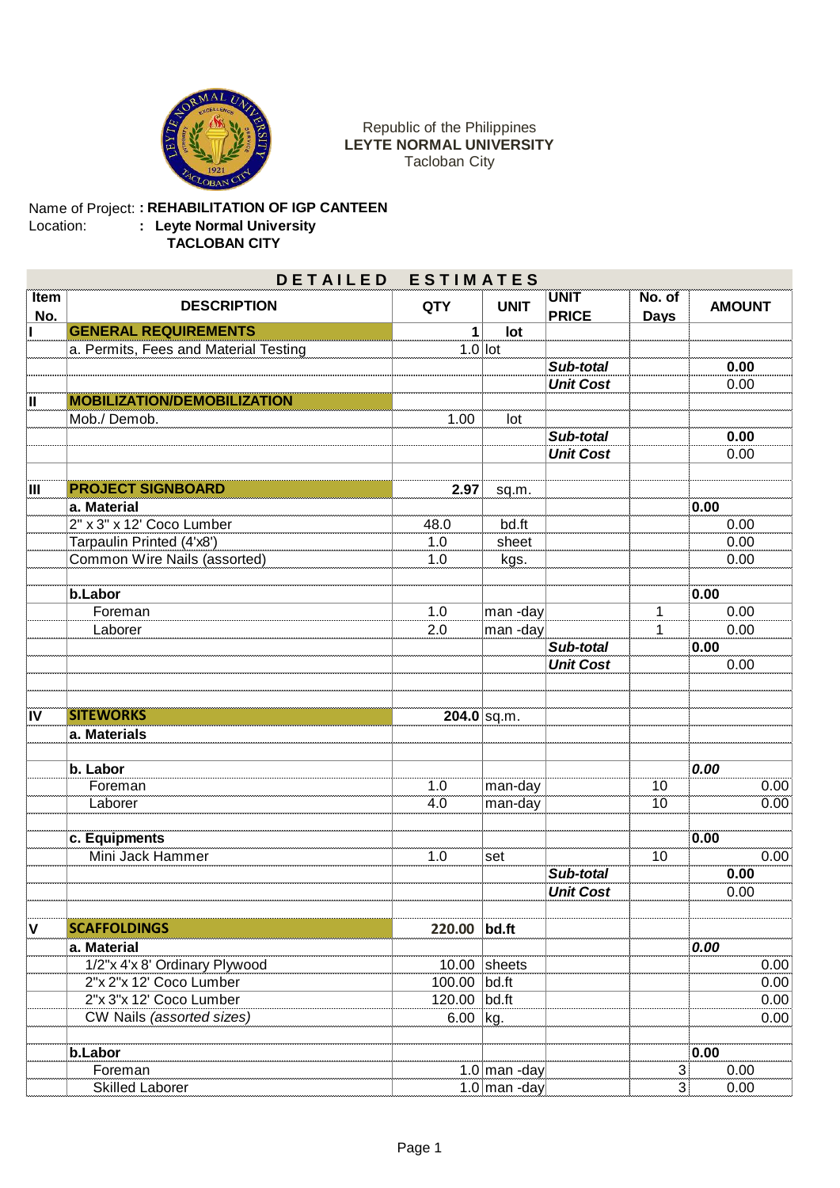Republic of the Philippines
**LEYTE NORMAL UNIVERSITY**
Tacloban City

Name of Project: **: REHABILITATION OF IGP CANTEEN**
Location: **: Leyte Normal University**
**TACLOBAN CITY**

## DETAILED ESTIMATES

| Item No. | DESCRIPTION | QTY | UNIT | UNIT PRICE | No. of Days | AMOUNT |
|---|---|---|---|---|---|---|
| I | **GENERAL REQUIREMENTS** | **1** | **lot** | | | |
| | a. Permits, Fees and Material Testing | 1.0 | lot | | | |
| | | | | ***Sub-total*** | | **0.00** |
| | | | | ***Unit Cost*** | | 0.00 |
| II | **MOBILIZATION/DEMOBILIZATION** | | | | | |
| | Mob./ Demob. | 1.00 | lot | | | |
| | | | | ***Sub-total*** | | **0.00** |
| | | | | ***Unit Cost*** | | 0.00 |
| | | | | | | |
| III | **PROJECT SIGNBOARD** | **2.97** | sq.m. | | | |
| | **a. Material** | | | | | **0.00** |
| | 2" x 3" x 12' Coco Lumber | 48.0 | bd.ft | | | 0.00 |
| | Tarpaulin Printed (4'x8') | 1.0 | sheet | | | 0.00 |
| | Common Wire Nails (assorted) | 1.0 | kgs. | | | 0.00 |
| | | | | | | |
| | **b.Labor** | | | | | **0.00** |
| | Foreman | 1.0 | man -day | | 1 | 0.00 |
| | Laborer | 2.0 | man -day | | 1 | 0.00 |
| | | | | ***Sub-total*** | | **0.00** |
| | | | | ***Unit Cost*** | | 0.00 |
| | | | | | | |
| | | | | | | |
| IV | **SITEWORKS** | **204.0** | sq.m. | | | |
| | **a. Materials** | | | | | |
| | | | | | | |
| | **b. Labor** | | | | | ***0.00*** |
| | Foreman | 1.0 | man-day | | 10 | 0.00 |
| | Laborer | 4.0 | man-day | | 10 | 0.00 |
| | | | | | | |
| | **c. Equipments** | | | | | **0.00** |
| | Mini Jack Hammer | 1.0 | set | | 10 | 0.00 |
| | | | | ***Sub-total*** | | **0.00** |
| | | | | ***Unit Cost*** | | 0.00 |
| | | | | | | |
| V | **SCAFFOLDINGS** | **220.00** | **bd.ft** | | | |
| | **a. Material** | | | | | ***0.00*** |
| | 1/2"x 4'x 8' Ordinary Plywood | 10.00 | sheets | | | 0.00 |
| | 2"x 2"x 12' Coco Lumber | 100.00 | bd.ft | | | 0.00 |
| | 2"x 3"x 12' Coco Lumber | 120.00 | bd.ft | | | 0.00 |
| | CW Nails *(assorted sizes)* | 6.00 | kg. | | | 0.00 |
| | | | | | | |
| | **b.Labor** | | | | | **0.00** |
| | Foreman | 1.0 | man -day | | 3 | 0.00 |
| | Skilled Laborer | 1.0 | man -day | | 3 | 0.00 |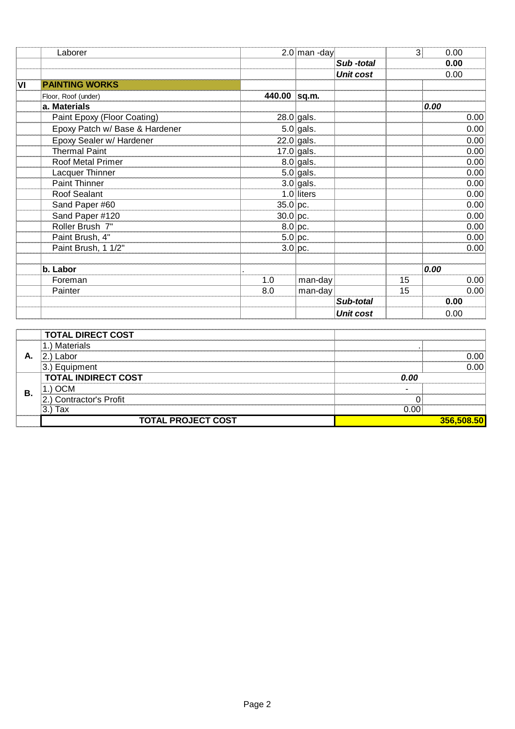| | | | | | | |
|---|---|---|---|---|---|---|
| | Laborer | 2.0 | man -day | | 3 | 0.00 |
| | | | | ***Sub -total*** | | **0.00** |
| | | | | ***Unit cost*** | | 0.00 |
| **VI** | **PAINTING WORKS** | | | | | |
| | Floor, Roof (under) | **440.00** | **sq.m.** | | | |
| | **a. Materials** | | | | | ***0.00*** |
| | Paint Epoxy (Floor Coating) | 28.0 | gals. | | | 0.00 |
| | Epoxy Patch w/ Base & Hardener | 5.0 | gals. | | | 0.00 |
| | Epoxy Sealer w/ Hardener | 22.0 | gals. | | | 0.00 |
| | Thermal Paint | 17.0 | gals. | | | 0.00 |
| | Roof Metal Primer | 8.0 | gals. | | | 0.00 |
| | Lacquer Thinner | 5.0 | gals. | | | 0.00 |
| | Paint Thinner | 3.0 | gals. | | | 0.00 |
| | Roof Sealant | 1.0 | liters | | | 0.00 |
| | Sand Paper #60 | 35.0 | pc. | | | 0.00 |
| | Sand Paper #120 | 30.0 | pc. | | | 0.00 |
| | Roller Brush 7" | 8.0 | pc. | | | 0.00 |
| | Paint Brush, 4" | 5.0 | pc. | | | 0.00 |
| | Paint Brush, 1 1/2" | 3.0 | pc. | | | 0.00 |
| | | | | | | |
| | **b. Labor** | . | | | | ***0.00*** |
| | Foreman | 1.0 | man-day | | 15 | 0.00 |
| | Painter | 8.0 | man-day | | 15 | 0.00 |
| | | | | ***Sub-total*** | | **0.00** |
| | | | | ***Unit cost*** | | 0.00 |

| | | | |
|---|---|---|---|
| | **TOTAL DIRECT COST** | | |
| | 1.) Materials | . | |
| **A.** | 2.) Labor | | 0.00 |
| | 3.) Equipment | | 0.00 |
| | **TOTAL INDIRECT COST** | ***0.00*** | |
| **B.** | 1.) OCM | - | |
| | 2.) Contractor's Profit | 0 | |
| | 3.) Tax | 0.00 | |
| | **TOTAL PROJECT COST** | | **356,508.50** |